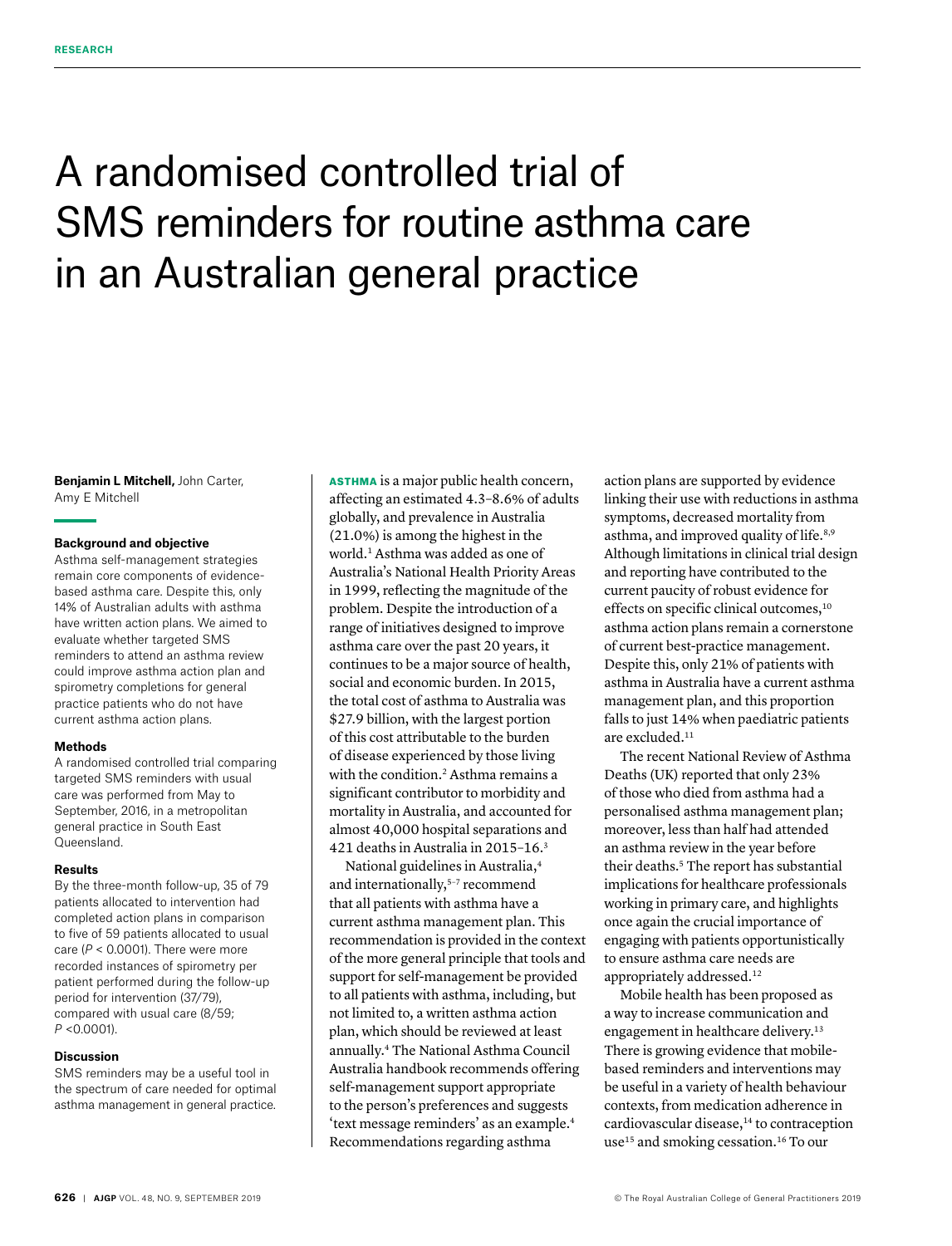RESEARCH

# A randomised controlled trial of SMS reminders for routine asthma care in an Australian general practice

**Benjamin L Mitchell,** John Carter, Amy E Mitchell

### Background and objective

Asthma self-management strategies remain core components of evidence-based asthma care. Despite this, only 14% of Australian adults with asthma have written action plans. We aimed to evaluate whether targeted SMS reminders to attend an asthma review could improve asthma action plan and spirometry completions for general practice patients who do not have current asthma action plans.

### Methods

A randomised controlled trial comparing targeted SMS reminders with usual care was performed from May to September, 2016, in a metropolitan general practice in South East Queensland.

### Results

By the three-month follow-up, 35 of 79 patients allocated to intervention had completed action plans in comparison to five of 59 patients allocated to usual care ($P < 0.0001$). There were more recorded instances of spirometry per patient performed during the follow-up period for intervention (37/79), compared with usual care (8/59; $P < 0.0001$).

### Discussion

SMS reminders may be a useful tool in the spectrum of care needed for optimal asthma management in general practice.

**ASTHMA** is a major public health concern, affecting an estimated 4.3–8.6% of adults globally, and prevalence in Australia (21.0%) is among the highest in the world.[1] Asthma was added as one of Australia's National Health Priority Areas in 1999, reflecting the magnitude of the problem. Despite the introduction of a range of initiatives designed to improve asthma care over the past 20 years, it continues to be a major source of health, social and economic burden. In 2015, the total cost of asthma to Australia was $27.9 billion, with the largest portion of this cost attributable to the burden of disease experienced by those living with the condition.[2] Asthma remains a significant contributor to morbidity and mortality in Australia, and accounted for almost 40,000 hospital separations and 421 deaths in Australia in 2015–16.[3]

National guidelines in Australia,[4] and internationally,[5–7] recommend that all patients with asthma have a current asthma management plan. This recommendation is provided in the context of the more general principle that tools and support for self-management be provided to all patients with asthma, including, but not limited to, a written asthma action plan, which should be reviewed at least annually.[4] The National Asthma Council Australia handbook recommends offering self-management support appropriate to the person's preferences and suggests 'text message reminders' as an example.[4] Recommendations regarding asthma action plans are supported by evidence linking their use with reductions in asthma symptoms, decreased mortality from asthma, and improved quality of life.[8,9] Although limitations in clinical trial design and reporting have contributed to the current paucity of robust evidence for effects on specific clinical outcomes,[10] asthma action plans remain a cornerstone of current best-practice management. Despite this, only 21% of patients with asthma in Australia have a current asthma management plan, and this proportion falls to just 14% when paediatric patients are excluded.[11]

The recent National Review of Asthma Deaths (UK) reported that only 23% of those who died from asthma had a personalised asthma management plan; moreover, less than half had attended an asthma review in the year before their deaths.[5] The report has substantial implications for healthcare professionals working in primary care, and highlights once again the crucial importance of engaging with patients opportunistically to ensure asthma care needs are appropriately addressed.[12]

Mobile health has been proposed as a way to increase communication and engagement in healthcare delivery.[13] There is growing evidence that mobile-based reminders and interventions may be useful in a variety of health behaviour contexts, from medication adherence in cardiovascular disease,[14] to contraception use[15] and smoking cessation.[16] To our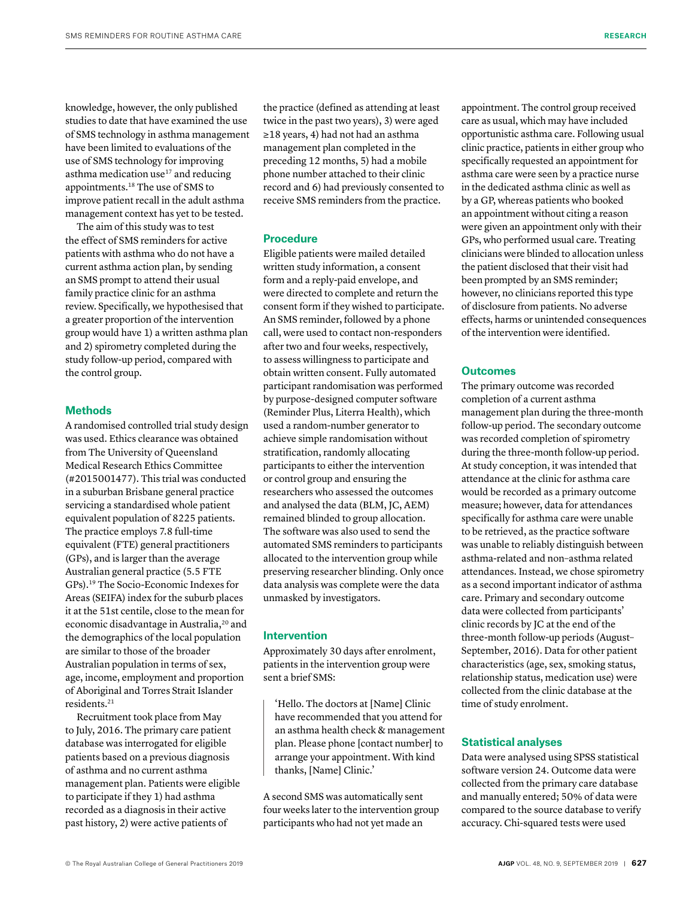knowledge, however, the only published studies to date that have examined the use of SMS technology in asthma management have been limited to evaluations of the use of SMS technology for improving asthma medication use[17] and reducing appointments.[18] The use of SMS to improve patient recall in the adult asthma management context has yet to be tested.

The aim of this study was to test the effect of SMS reminders for active patients with asthma who do not have a current asthma action plan, by sending an SMS prompt to attend their usual family practice clinic for an asthma review. Specifically, we hypothesised that a greater proportion of the intervention group would have 1) a written asthma plan and 2) spirometry completed during the study follow-up period, compared with the control group.

## Methods

A randomised controlled trial study design was used. Ethics clearance was obtained from The University of Queensland Medical Research Ethics Committee (#2015001477). This trial was conducted in a suburban Brisbane general practice servicing a standardised whole patient equivalent population of 8225 patients. The practice employs 7.8 full-time equivalent (FTE) general practitioners (GPs), and is larger than the average Australian general practice (5.5 FTE GPs).[19] The Socio-Economic Indexes for Areas (SEIFA) index for the suburb places it at the 51st centile, close to the mean for economic disadvantage in Australia,[20] and the demographics of the local population are similar to those of the broader Australian population in terms of sex, age, income, employment and proportion of Aboriginal and Torres Strait Islander residents.[21]

Recruitment took place from May to July, 2016. The primary care patient database was interrogated for eligible patients based on a previous diagnosis of asthma and no current asthma management plan. Patients were eligible to participate if they 1) had asthma recorded as a diagnosis in their active past history, 2) were active patients of the practice (defined as attending at least twice in the past two years), 3) were aged ≥18 years, 4) had not had an asthma management plan completed in the preceding 12 months, 5) had a mobile phone number attached to their clinic record and 6) had previously consented to receive SMS reminders from the practice.

### Procedure

Eligible patients were mailed detailed written study information, a consent form and a reply-paid envelope, and were directed to complete and return the consent form if they wished to participate. An SMS reminder, followed by a phone call, were used to contact non-responders after two and four weeks, respectively, to assess willingness to participate and obtain written consent. Fully automated participant randomisation was performed by purpose-designed computer software (Reminder Plus, Literra Health), which used a random-number generator to achieve simple randomisation without stratification, randomly allocating participants to either the intervention or control group and ensuring the researchers who assessed the outcomes and analysed the data (BLM, JC, AEM) remained blinded to group allocation. The software was also used to send the automated SMS reminders to participants allocated to the intervention group while preserving researcher blinding. Only once data analysis was complete were the data unmasked by investigators.

### Intervention

Approximately 30 days after enrolment, patients in the intervention group were sent a brief SMS:

> 'Hello. The doctors at [Name] Clinic have recommended that you attend for an asthma health check & management plan. Please phone [contact number] to arrange your appointment. With kind thanks, [Name] Clinic.'

A second SMS was automatically sent four weeks later to the intervention group participants who had not yet made an appointment. The control group received care as usual, which may have included opportunistic asthma care. Following usual clinic practice, patients in either group who specifically requested an appointment for asthma care were seen by a practice nurse in the dedicated asthma clinic as well as by a GP, whereas patients who booked an appointment without citing a reason were given an appointment only with their GPs, who performed usual care. Treating clinicians were blinded to allocation unless the patient disclosed that their visit had been prompted by an SMS reminder; however, no clinicians reported this type of disclosure from patients. No adverse effects, harms or unintended consequences of the intervention were identified.

### Outcomes

The primary outcome was recorded completion of a current asthma management plan during the three-month follow-up period. The secondary outcome was recorded completion of spirometry during the three-month follow-up period. At study conception, it was intended that attendance at the clinic for asthma care would be recorded as a primary outcome measure; however, data for attendances specifically for asthma care were unable to be retrieved, as the practice software was unable to reliably distinguish between asthma-related and non–asthma related attendances. Instead, we chose spirometry as a second important indicator of asthma care. Primary and secondary outcome data were collected from participants' clinic records by JC at the end of the three-month follow-up periods (August–September, 2016). Data for other patient characteristics (age, sex, smoking status, relationship status, medication use) were collected from the clinic database at the time of study enrolment.

### Statistical analyses

Data were analysed using SPSS statistical software version 24. Outcome data were collected from the primary care database and manually entered; 50% of data were compared to the source database to verify accuracy. Chi-squared tests were used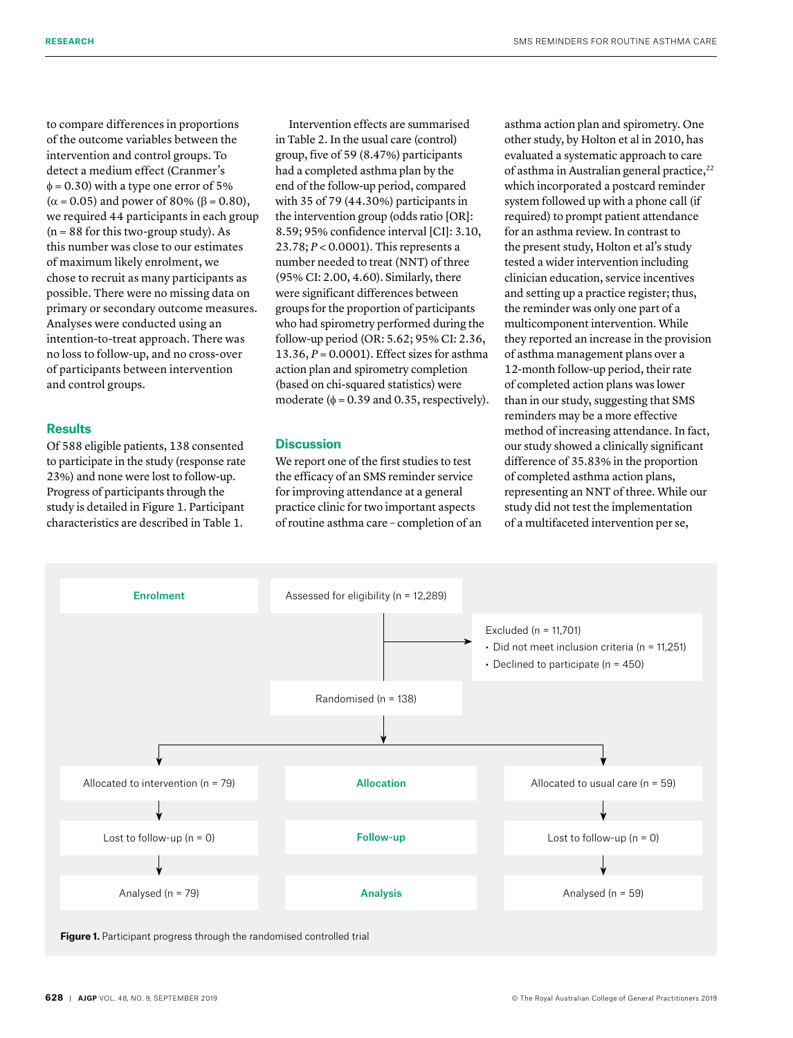to compare differences in proportions of the outcome variables between the intervention and control groups. To detect a medium effect (Cranmer's $\phi = 0.30$) with a type one error of 5% ($\alpha = 0.05$) and power of 80% ($\beta = 0.80$), we required 44 participants in each group (n = 88 for this two-group study). As this number was close to our estimates of maximum likely enrolment, we chose to recruit as many participants as possible. There were no missing data on primary or secondary outcome measures. Analyses were conducted using an intention-to-treat approach. There was no loss to follow-up, and no cross-over of participants between intervention and control groups.

## Results

Of 588 eligible patients, 138 consented to participate in the study (response rate 23%) and none were lost to follow-up. Progress of participants through the study is detailed in Figure 1. Participant characteristics are described in Table 1.

Intervention effects are summarised in Table 2. In the usual care (control) group, five of 59 (8.47%) participants had a completed asthma plan by the end of the follow-up period, compared with 35 of 79 (44.30%) participants in the intervention group (odds ratio [OR]: 8.59; 95% confidence interval [CI]: 3.10, 23.78; $P < 0.0001$). This represents a number needed to treat (NNT) of three (95% CI: 2.00, 4.60). Similarly, there were significant differences between groups for the proportion of participants who had spirometry performed during the follow-up period (OR: 5.62; 95% CI: 2.36, 13.36, $P = 0.0001$). Effect sizes for asthma action plan and spirometry completion (based on chi-squared statistics) were moderate ($\phi = 0.39$ and 0.35, respectively).

## Discussion

We report one of the first studies to test the efficacy of an SMS reminder service for improving attendance at a general practice clinic for two important aspects of routine asthma care – completion of an asthma action plan and spirometry. One other study, by Holton et al in 2010, has evaluated a systematic approach to care of asthma in Australian general practice,[22] which incorporated a postcard reminder system followed up with a phone call (if required) to prompt patient attendance for an asthma review. In contrast to the present study, Holton et al's study tested a wider intervention including clinician education, service incentives and setting up a practice register; thus, the reminder was only one part of a multicomponent intervention. While they reported an increase in the provision of asthma management plans over a 12-month follow-up period, their rate of completed action plans was lower than in our study, suggesting that SMS reminders may be a more effective method of increasing attendance. In fact, our study showed a clinically significant difference of 35.83% in the proportion of completed asthma action plans, representing an NNT of three. While our study did not test the implementation of a multifaceted intervention per se,

Enrolment

Assessed for eligibility (n = 12,289)

Excluded (n = 11,701)
- Did not meet inclusion criteria (n = 11,251)
- Declined to participate (n = 450)

Randomised (n = 138)

Allocation

Allocated to intervention (n = 79)

Allocated to usual care (n = 59)

Follow-up

Lost to follow-up (n = 0)

Lost to follow-up (n = 0)

Analysis

Analysed (n = 79)

Analysed (n = 59)

**Figure 1.** Participant progress through the randomised controlled trial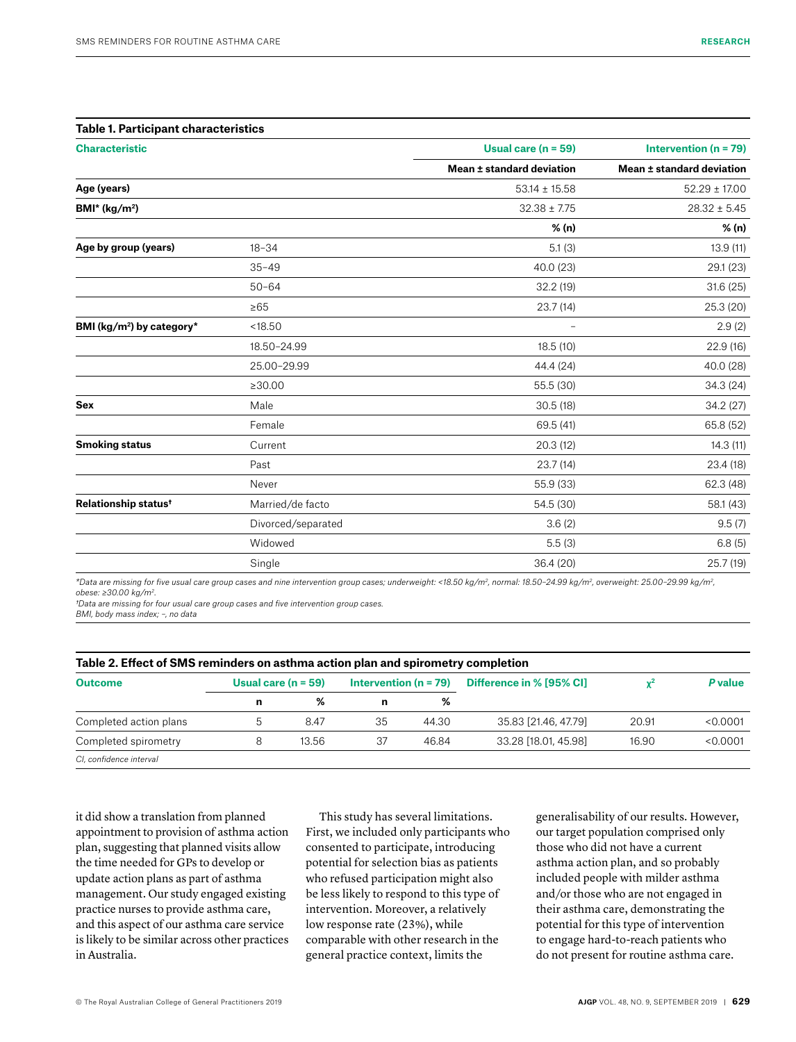**Table 1. Participant characteristics**

| Characteristic | | Usual care (n = 59) | Intervention (n = 79) |
|---|---|---|---|
| | | Mean ± standard deviation | Mean ± standard deviation |
| **Age (years)** | | 53.14 ± 15.58 | 52.29 ± 17.00 |
| **BMI* (kg/m²)** | | 32.38 ± 7.75 | 28.32 ± 5.45 |
| | | % (n) | % (n) |
| **Age by group (years)** | 18–34 | 5.1 (3) | 13.9 (11) |
| | 35–49 | 40.0 (23) | 29.1 (23) |
| | 50–64 | 32.2 (19) | 31.6 (25) |
| | ≥65 | 23.7 (14) | 25.3 (20) |
| **BMI (kg/m²) by category*** | <18.50 | – | 2.9 (2) |
| | 18.50–24.99 | 18.5 (10) | 22.9 (16) |
| | 25.00–29.99 | 44.4 (24) | 40.0 (28) |
| | ≥30.00 | 55.5 (30) | 34.3 (24) |
| **Sex** | Male | 30.5 (18) | 34.2 (27) |
| | Female | 69.5 (41) | 65.8 (52) |
| **Smoking status** | Current | 20.3 (12) | 14.3 (11) |
| | Past | 23.7 (14) | 23.4 (18) |
| | Never | 55.9 (33) | 62.3 (48) |
| **Relationship status†** | Married/de facto | 54.5 (30) | 58.1 (43) |
| | Divorced/separated | 3.6 (2) | 9.5 (7) |
| | Widowed | 5.5 (3) | 6.8 (5) |
| | Single | 36.4 (20) | 25.7 (19) |

*\*Data are missing for five usual care group cases and nine intervention group cases; underweight: <18.50 kg/m², normal: 18.50–24.99 kg/m², overweight: 25.00–29.99 kg/m², obese: ≥30.00 kg/m².*
*†Data are missing for four usual care group cases and five intervention group cases.*
*BMI, body mass index; –, no data*

**Table 2. Effect of SMS reminders on asthma action plan and spirometry completion**

| Outcome | Usual care (n = 59) | | Intervention (n = 79) | | Difference in % [95% CI] | $\chi^2$ | *P* value |
|---|---|---|---|---|---|---|---|
| | n | % | n | % | | | |
| Completed action plans | 5 | 8.47 | 35 | 44.30 | 35.83 [21.46, 47.79] | 20.91 | <0.0001 |
| Completed spirometry | 8 | 13.56 | 37 | 46.84 | 33.28 [18.01, 45.98] | 16.90 | <0.0001 |

*CI, confidence interval*

it did show a translation from planned appointment to provision of asthma action plan, suggesting that planned visits allow the time needed for GPs to develop or update action plans as part of asthma management. Our study engaged existing practice nurses to provide asthma care, and this aspect of our asthma care service is likely to be similar across other practices in Australia.

This study has several limitations. First, we included only participants who consented to participate, introducing potential for selection bias as patients who refused participation might also be less likely to respond to this type of intervention. Moreover, a relatively low response rate (23%), while comparable with other research in the general practice context, limits the generalisability of our results. However, our target population comprised only those who did not have a current asthma action plan, and so probably included people with milder asthma and/or those who are not engaged in their asthma care, demonstrating the potential for this type of intervention to engage hard-to-reach patients who do not present for routine asthma care.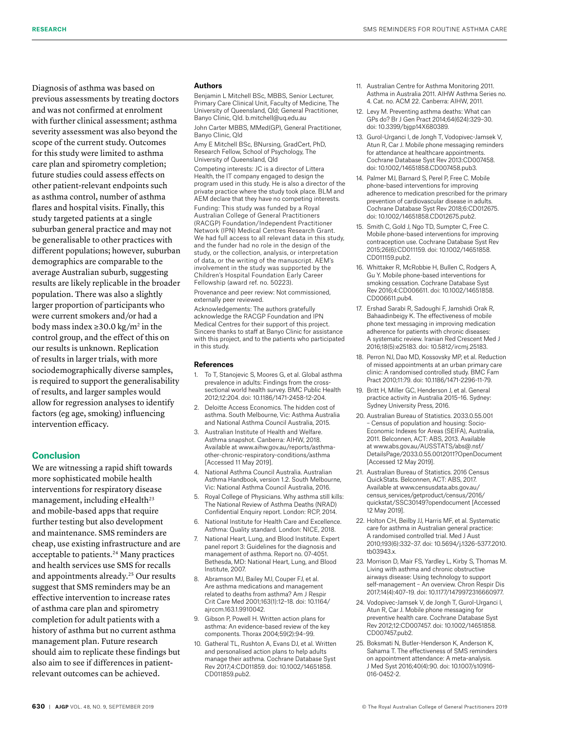Diagnosis of asthma was based on previous assessments by treating doctors and was not confirmed at enrolment with further clinical assessment; asthma severity assessment was also beyond the scope of the current study. Outcomes for this study were limited to asthma care plan and spirometry completion; future studies could assess effects on other patient-relevant endpoints such as asthma control, number of asthma flares and hospital visits. Finally, this study targeted patients at a single suburban general practice and may not be generalisable to other practices with different populations; however, suburban demographics are comparable to the average Australian suburb, suggesting results are likely replicable in the broader population. There was also a slightly larger proportion of participants who were current smokers and/or had a body mass index ≥30.0 kg/m$^2$ in the control group, and the effect of this on our results is unknown. Replication of results in larger trials, with more sociodemographically diverse samples, is required to support the generalisability of results, and larger samples would allow for regression analyses to identify factors (eg age, smoking) influencing intervention efficacy.

## Conclusion

We are witnessing a rapid shift towards more sophisticated mobile health interventions for respiratory disease management, including eHealth[23] and mobile-based apps that require further testing but also development and maintenance. SMS reminders are cheap, use existing infrastructure and are acceptable to patients.[24] Many practices and health services use SMS for recalls and appointments already.[25] Our results suggest that SMS reminders may be an effective intervention to increase rates of asthma care plan and spirometry completion for adult patients with a history of asthma but no current asthma management plan. Future research should aim to replicate these findings but also aim to see if differences in patient-relevant outcomes can be achieved.

#### Authors

Benjamin L Mitchell BSc, MBBS, Senior Lecturer, Primary Care Clinical Unit, Faculty of Medicine, The University of Queensland, Qld; General Practitioner, Banyo Clinic, Qld. b.mitchell@uq.edu.au

John Carter MBBS, MMed(GP), General Practitioner, Banyo Clinic, Qld

Amy E Mitchell BSc, BNursing, GradCert, PhD, Research Fellow, School of Psychology, The University of Queensland, Qld

Competing interests: JC is a director of Littera Health, the IT company engaged to design the program used in this study. He is also a director of the private practice where the study took place. BLM and AEM declare that they have no competing interests.

Funding: This study was funded by a Royal Australian College of General Practitioners (RACGP) Foundation/Independent Practitioner Network (IPN) Medical Centres Research Grant. We had full access to all relevant data in this study, and the funder had no role in the design of the study, or the collection, analysis, or interpretation of data, or the writing of the manuscript. AEM's involvement in the study was supported by the Children's Hospital Foundation Early Career Fellowship (award ref. no. 50223).

Provenance and peer review: Not commissioned, externally peer reviewed.

Acknowledgements: The authors gratefully acknowledge the RACGP Foundation and IPN Medical Centres for their support of this project. Sincere thanks to staff at Banyo Clinic for assistance with this project, and to the patients who participated in this study.

#### References

1. To T, Stanojevic S, Moores G, et al. Global asthma prevalence in adults: Findings from the cross-sectional world health survey. BMC Public Health 2012;12:204. doi: 10.1186/1471-2458-12-204.
2. Deloitte Access Economics. The hidden cost of asthma. South Melbourne, Vic: Asthma Australia and National Asthma Council Australia, 2015.
3. Australian Institute of Health and Welfare. Asthma snapshot. Canberra: AIHW, 2018. Available at www.aihw.gov.au/reports/asthma-other-chronic-respiratory-conditions/asthma [Accessed 11 May 2019].
4. National Asthma Council Australia. Australian Asthma Handbook, version 1.2. South Melbourne, Vic: National Asthma Council Australia, 2016.
5. Royal College of Physicians. Why asthma still kills: The National Review of Asthma Deaths (NRAD) Confidential Enquiry report. London: RCP, 2014.
6. National Institute for Health Care and Excellence. Asthma: Quality standard. London: NICE, 2018.
7. National Heart, Lung, and Blood Institute. Expert panel report 3: Guidelines for the diagnosis and management of asthma. Report no. 07-4051. Bethesda, MD: National Heart, Lung, and Blood Institute, 2007.
8. Abramson MJ, Bailey MJ, Couper FJ, et al. Are asthma medications and management related to deaths from asthma? Am J Respir Crit Care Med 2001;163(1):12–18. doi: 10.1164/ajrccm.163.1.9910042.
9. Gibson P, Powell H. Written action plans for asthma: An evidence-based review of the key components. Thorax 2004;59(2):94–99.
10. Gatheral TL, Rushton A, Evans DJ, et al. Written and personalised action plans to help adults manage their asthma. Cochrane Database Syst Rev 2017;4:CD011859. doi: 10.1002/14651858.CD011859.pub2.
11. Australian Centre for Asthma Monitoring 2011. Asthma in Australia 2011. AIHW Asthma Series no. 4. Cat. no. ACM 22. Canberra: AIHW, 2011.
12. Levy M. Preventing asthma deaths: What can GPs do? Br J Gen Pract 2014;64(624):329–30. doi: 10.3399/bjgp14X680389.
13. Gurol-Urganci I, de Jongh T, Vodopivec-Jamsek V, Atun R, Car J. Mobile phone messaging reminders for attendance at healthcare appointments. Cochrane Database Syst Rev 2013:CD007458. doi: 10.1002/14651858.CD007458.pub3.
14. Palmer MJ, Barnard S, Perel P, Free C. Mobile phone-based interventions for improving adherence to medication prescribed for the primary prevention of cardiovascular disease in adults. Cochrane Database Syst Rev 2018;6:CD012675. doi: 10.1002/14651858.CD012675.pub2.
15. Smith C, Gold J, Ngo TD, Sumpter C, Free C. Mobile phone-based interventions for improving contraception use. Cochrane Database Syst Rev 2015;26(6):CD011159. doi: 10.1002/14651858.CD011159.pub2.
16. Whittaker R, McRobbie H, Bullen C, Rodgers A, Gu Y. Mobile phone-based interventions for smoking cessation. Cochrane Database Syst Rev 2016;4:CD006611. doi: 10.1002/14651858.CD006611.pub4.
17. Ershad Sarabi R, Sadoughi F, Jamshidi Orak R, Bahaadinbeigy K. The effectiveness of mobile phone text messaging in improving medication adherence for patients with chronic diseases: A systematic review. Iranian Red Crescent Med J 2016;18(5):e25183. doi: 10.5812/ircmj.25183.
18. Perron NJ, Dao MD, Kossovsky MP, et al. Reduction of missed appointments at an urban primary care clinic: A randomised controlled study. BMC Fam Pract 2010;11:79. doi: 10.1186/1471-2296-11-79.
19. Britt H, Miller GC, Henderson J, et al. General practice activity in Australia 2015–16. Sydney: Sydney University Press, 2016.
20. Australian Bureau of Statistics. 2033.0.55.001 – Census of population and housing: Socio-Economic Indexes for Areas (SEIFA), Australia, 2011. Belconnen, ACT: ABS, 2013. Available at www.abs.gov.au/AUSSTATS/abs@.nsf/DetailsPage/2033.0.55.0012011?OpenDocument [Accessed 12 May 2019].
21. Australian Bureau of Statistics. 2016 Census QuickStats. Belconnen, ACT: ABS, 2017. Available at www.censusdata.abs.gov.au/census_services/getproduct/census/2016/quickstat/SSC30149?opendocument [Accessed 12 May 2019].
22. Holton CH, Beilby JJ, Harris MF, et al. Systematic care for asthma in Australian general practice: A randomised controlled trial. Med J Aust 2010;193(6):332–37. doi: 10.5694/j.1326-5377.2010.tb03943.x.
23. Morrison D, Mair FS, Yardley L, Kirby S, Thomas M. Living with asthma and chronic obstructive airways disease: Using technology to support self-management – An overview. Chron Respir Dis 2017;14(4):407–19. doi: 10.1177/1479972316660977.
24. Vodopivec-Jamsek V, de Jongh T, Gurol-Urganci I, Atun R, Car J. Mobile phone messaging for preventive health care. Cochrane Database Syst Rev 2012;12:CD007457. doi: 10.1002/14651858.CD007457.pub2.
25. Boksmati N, Butler-Henderson K, Anderson K, Sahama T. The effectiveness of SMS reminders on appointment attendance: A meta-analysis. J Med Syst 2016;40(4):90. doi: 10.1007/s10916-016-0452-2.